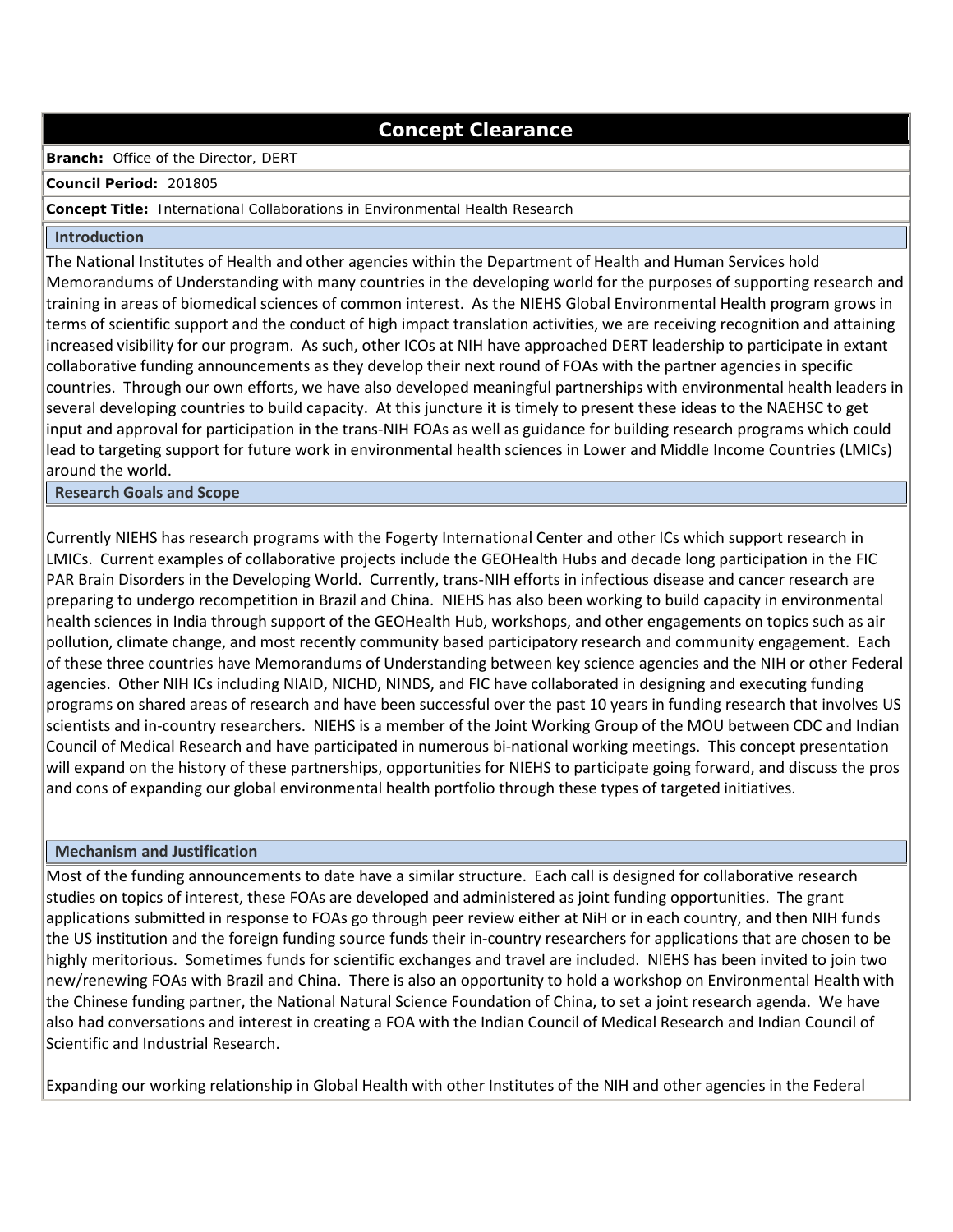# Concept Clearance

**Branch:** Office of the Director, DERT

**Council Period:** 201805

**Concept Title:** International Collaborations in Environmental Health Research

## Introduction

The National Institutes of Health and other agencies within the Department of Health and Human Services hold Memorandums of Understanding with many countries in the developing world for the purposes of supporting research and training in areas of biomedical sciences of common interest. As the NIEHS Global Environmental Health program grows in terms of scientific support and the conduct of high impact translation activities, we are receiving recognition and attaining increased visibility for our program. As such, other ICOs at NIH have approached DERT leadership to participate in extant collaborative funding announcements as they develop their next round of FOAs with the partner agencies in specific countries. Through our own efforts, we have also developed meaningful partnerships with environmental health leaders in several developing countries to build capacity. At this juncture it is timely to present these ideas to the NAEHSC to get input and approval for participation in the trans-NIH FOAs as well as guidance for building research programs which could lead to targeting support for future work in environmental health sciences in Lower and Middle Income Countries (LMICs) around the world.

## Research Goals and Scope

Currently NIEHS has research programs with the Fogerty International Center and other ICs which support research in LMICs. Current examples of collaborative projects include the GEOHealth Hubs and decade long participation in the FIC PAR Brain Disorders in the Developing World. Currently, trans-NIH efforts in infectious disease and cancer research are preparing to undergo recompetition in Brazil and China. NIEHS has also been working to build capacity in environmental health sciences in India through support of the GEOHealth Hub, workshops, and other engagements on topics such as air pollution, climate change, and most recently community based participatory research and community engagement. Each of these three countries have Memorandums of Understanding between key science agencies and the NIH or other Federal agencies. Other NIH ICs including NIAID, NICHD, NINDS, and FIC have collaborated in designing and executing funding programs on shared areas of research and have been successful over the past 10 years in funding research that involves US scientists and in-country researchers. NIEHS is a member of the Joint Working Group of the MOU between CDC and Indian Council of Medical Research and have participated in numerous bi-national working meetings. This concept presentation will expand on the history of these partnerships, opportunities for NIEHS to participate going forward, and discuss the pros and cons of expanding our global environmental health portfolio through these types of targeted initiatives.

## Mechanism and Justification

Most of the funding announcements to date have a similar structure. Each call is designed for collaborative research studies on topics of interest, these FOAs are developed and administered as joint funding opportunities. The grant applications submitted in response to FOAs go through peer review either at NiH or in each country, and then NIH funds the US institution and the foreign funding source funds their in-country researchers for applications that are chosen to be highly meritorious. Sometimes funds for scientific exchanges and travel are included. NIEHS has been invited to join two new/renewing FOAs with Brazil and China. There is also an opportunity to hold a workshop on Environmental Health with the Chinese funding partner, the National Natural Science Foundation of China, to set a joint research agenda. We have also had conversations and interest in creating a FOA with the Indian Council of Medical Research and Indian Council of Scientific and Industrial Research.

Expanding our working relationship in Global Health with other Institutes of the NIH and other agencies in the Federal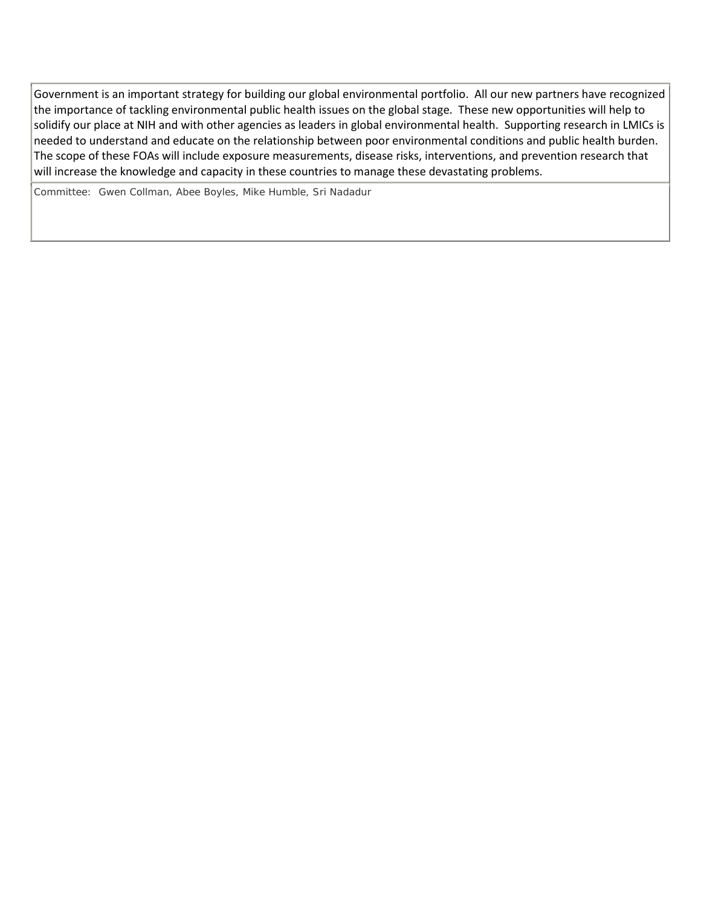Government is an important strategy for building our global environmental portfolio. All our new partners have recognized the importance of tackling environmental public health issues on the global stage. These new opportunities will help to solidify our place at NIH and with other agencies as leaders in global environmental health. Supporting research in LMICs is needed to understand and educate on the relationship between poor environmental conditions and public health burden. The scope of these FOAs will include exposure measurements, disease risks, interventions, and prevention research that will increase the knowledge and capacity in these countries to manage these devastating problems.

Committee: Gwen Collman, Abee Boyles, Mike Humble, Sri Nadadur